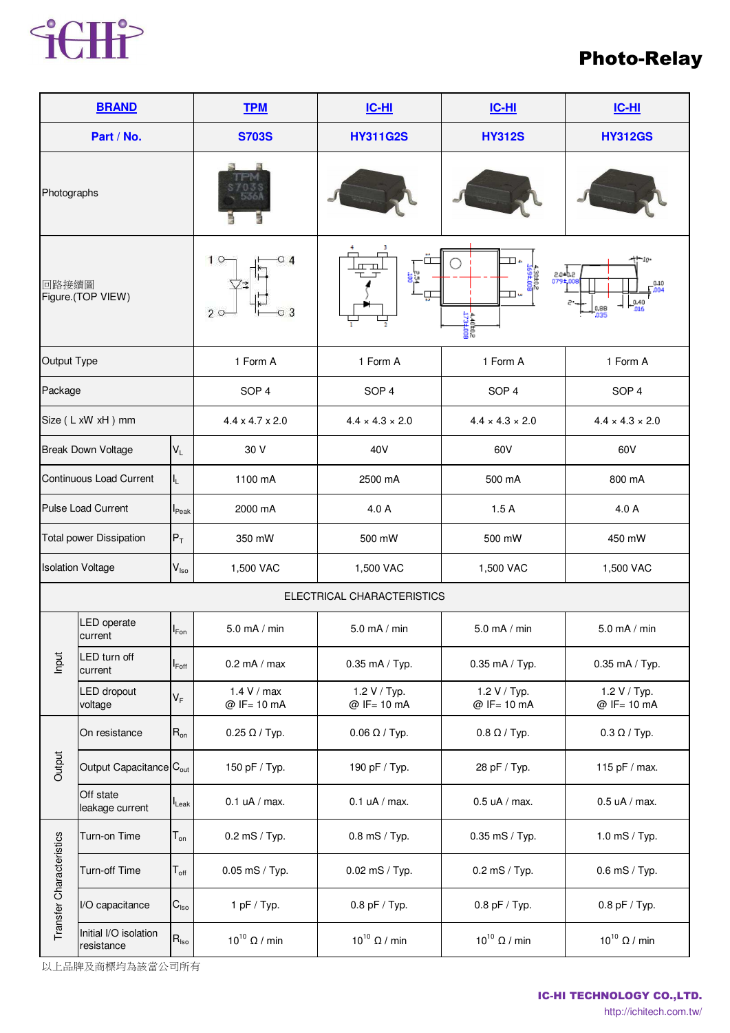# Photo-Relay

| BRAND | | | TPM | IC-HI | IC-HI | IC-HI |
|---|---|---|---|---|---|---|
| Part / No. | | | S703S | HY311G2S | HY312S | HY312GS |
| Photographs | | | | | | |
| 回路接續圖 Figure.(TOP VIEW) | | | | | | |
| Output Type | | | 1 Form A | 1 Form A | 1 Form A | 1 Form A |
| Package | | | SOP 4 | SOP 4 | SOP 4 | SOP 4 |
| Size ( L xW xH ) mm | | | 4.4 x 4.7 x 2.0 | 4.4 × 4.3 × 2.0 | 4.4 × 4.3 × 2.0 | 4.4 × 4.3 × 2.0 |
| Break Down Voltage | | $V_L$ | 30 V | 40V | 60V | 60V |
| Continuous Load Current | | $I_L$ | 1100 mA | 2500 mA | 500 mA | 800 mA |
| Pulse Load Current | | $I_{Peak}$ | 2000 mA | 4.0 A | 1.5 A | 4.0 A |
| Total power Dissipation | | $P_T$ | 350 mW | 500 mW | 500 mW | 450 mW |
| Isolation Voltage | | $V_{Iso}$ | 1,500 VAC | 1,500 VAC | 1,500 VAC | 1,500 VAC |
| ELECTRICAL CHARACTERISTICS | | | | | | |
| Input | LED operate current | $I_{Fon}$ | 5.0 mA / min | 5.0 mA / min | 5.0 mA / min | 5.0 mA / min |
| | LED turn off current | $I_{Foff}$ | 0.2 mA / max | 0.35 mA / Typ. | 0.35 mA / Typ. | 0.35 mA / Typ. |
| | LED dropout voltage | $V_F$ | 1.4 V / max @ IF= 10 mA | 1.2 V / Typ. @ IF= 10 mA | 1.2 V / Typ. @ IF= 10 mA | 1.2 V / Typ. @ IF= 10 mA |
| Output | On resistance | $R_{on}$ | 0.25 Ω / Typ. | 0.06 Ω / Typ. | 0.8 Ω / Typ. | 0.3 Ω / Typ. |
| | Output Capacitance | $C_{out}$ | 150 pF / Typ. | 190 pF / Typ. | 28 pF / Typ. | 115 pF / max. |
| | Off state leakage current | $I_{Leak}$ | 0.1 uA / max. | 0.1 uA / max. | 0.5 uA / max. | 0.5 uA / max. |
| Transfer Characteristics | Turn-on Time | $T_{on}$ | 0.2 mS / Typ. | 0.8 mS / Typ. | 0.35 mS / Typ. | 1.0 mS / Typ. |
| | Turn-off Time | $T_{off}$ | 0.05 mS / Typ. | 0.02 mS / Typ. | 0.2 mS / Typ. | 0.6 mS / Typ. |
| | I/O capacitance | $C_{Iso}$ | 1 pF / Typ. | 0.8 pF / Typ. | 0.8 pF / Typ. | 0.8 pF / Typ. |
| | Initial I/O isolation resistance | $R_{Iso}$ | $10^{10}$ Ω / min | $10^{10}$ Ω / min | $10^{10}$ Ω / min | $10^{10}$ Ω / min |

以上品牌及商標均為該當公司所有

**IC-HI TECHNOLOGY CO.,LTD.**
http://ichitech.com.tw/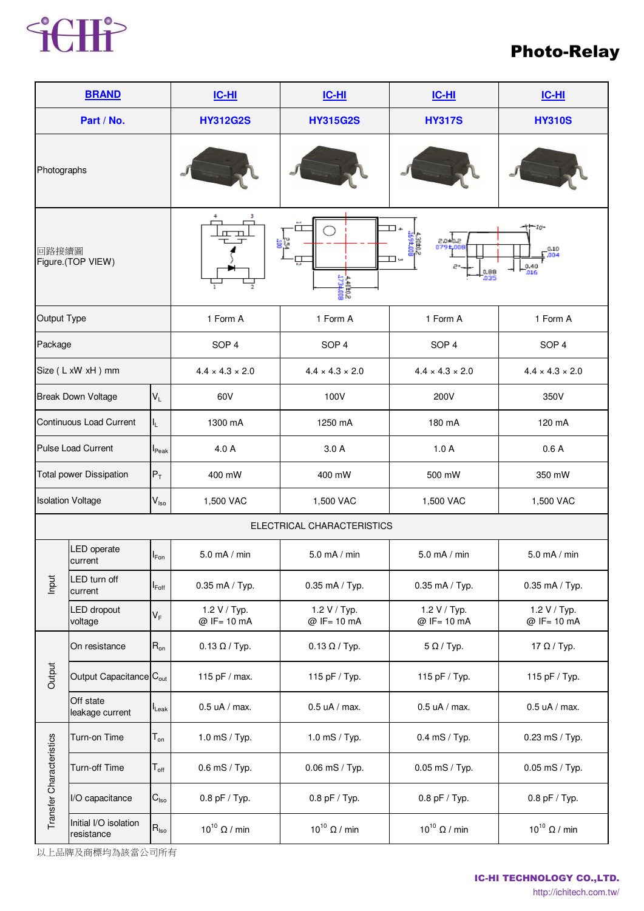# Photo-Relay

| BRAND | | | IC-HI | IC-HI | IC-HI | IC-HI |
|---|---|---|---|---|---|---|
| Part / No. | | | HY312G2S | HY315G2S | HY317S | HY310S |
| Photographs | | | | | | |
| 回路接續圖 Figure.(TOP VIEW) | | | | | | |
| Output Type | | | 1 Form A | 1 Form A | 1 Form A | 1 Form A |
| Package | | | SOP 4 | SOP 4 | SOP 4 | SOP 4 |
| Size ( L xW xH ) mm | | | 4.4 × 4.3 × 2.0 | 4.4 × 4.3 × 2.0 | 4.4 × 4.3 × 2.0 | 4.4 × 4.3 × 2.0 |
| Break Down Voltage | | $V_L$ | 60V | 100V | 200V | 350V |
| Continuous Load Current | | $I_L$ | 1300 mA | 1250 mA | 180 mA | 120 mA |
| Pulse Load Current | | $I_{Peak}$ | 4.0 A | 3.0 A | 1.0 A | 0.6 A |
| Total power Dissipation | | $P_T$ | 400 mW | 400 mW | 500 mW | 350 mW |
| Isolation Voltage | | $V_{Iso}$ | 1,500 VAC | 1,500 VAC | 1,500 VAC | 1,500 VAC |
| ELECTRICAL CHARACTERISTICS | | | | | | |
| Input | LED operate current | $I_{Fon}$ | 5.0 mA / min | 5.0 mA / min | 5.0 mA / min | 5.0 mA / min |
| Input | LED turn off current | $I_{Foff}$ | 0.35 mA / Typ. | 0.35 mA / Typ. | 0.35 mA / Typ. | 0.35 mA / Typ. |
| Input | LED dropout voltage | $V_F$ | 1.2 V / Typ. @ IF= 10 mA | 1.2 V / Typ. @ IF= 10 mA | 1.2 V / Typ. @ IF= 10 mA | 1.2 V / Typ. @ IF= 10 mA |
| Output | On resistance | $R_{on}$ | 0.13 Ω / Typ. | 0.13 Ω / Typ. | 5 Ω / Typ. | 17 Ω / Typ. |
| Output | Output Capacitance | $C_{out}$ | 115 pF / max. | 115 pF / Typ. | 115 pF / Typ. | 115 pF / Typ. |
| Output | Off state leakage current | $I_{Leak}$ | 0.5 uA / max. | 0.5 uA / max. | 0.5 uA / max. | 0.5 uA / max. |
| Transfer Characteristics | Turn-on Time | $T_{on}$ | 1.0 mS / Typ. | 1.0 mS / Typ. | 0.4 mS / Typ. | 0.23 mS / Typ. |
| Transfer Characteristics | Turn-off Time | $T_{off}$ | 0.6 mS / Typ. | 0.06 mS / Typ. | 0.05 mS / Typ. | 0.05 mS / Typ. |
| Transfer Characteristics | I/O capacitance | $C_{Iso}$ | 0.8 pF / Typ. | 0.8 pF / Typ. | 0.8 pF / Typ. | 0.8 pF / Typ. |
| Transfer Characteristics | Initial I/O isolation resistance | $R_{Iso}$ | $10^{10}$ Ω / min | $10^{10}$ Ω / min | $10^{10}$ Ω / min | $10^{10}$ Ω / min |

以上品牌及商標均為該當公司所有

IC-HI TECHNOLOGY CO.,LTD.
http://ichitech.com.tw/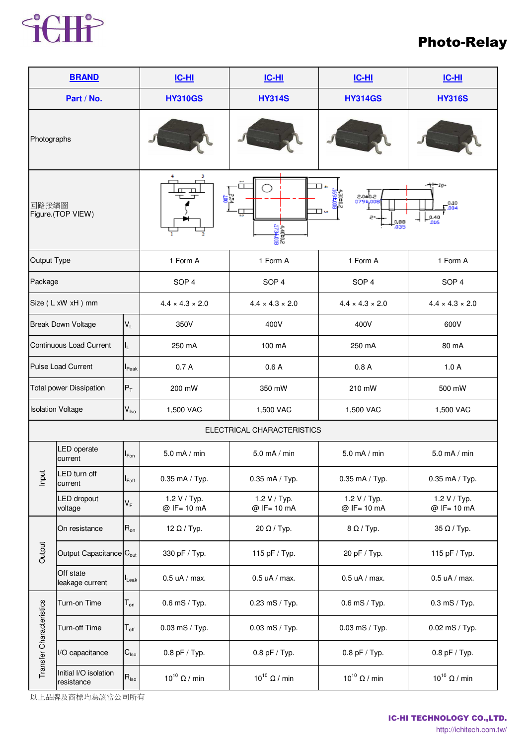# Photo-Relay

| BRAND | | | IC-HI | IC-HI | IC-HI | IC-HI |
|---|---|---|---|---|---|---|
| Part / No. | | | HY310GS | HY314S | HY314GS | HY316S |
| Photographs | | | | | | |
| 回路接續圖 Figure.(TOP VIEW) | | | | | | |
| Output Type | | | 1 Form A | 1 Form A | 1 Form A | 1 Form A |
| Package | | | SOP 4 | SOP 4 | SOP 4 | SOP 4 |
| Size ( L xW xH ) mm | | | 4.4 × 4.3 × 2.0 | 4.4 × 4.3 × 2.0 | 4.4 × 4.3 × 2.0 | 4.4 × 4.3 × 2.0 |
| Break Down Voltage | | $V_L$ | 350V | 400V | 400V | 600V |
| Continuous Load Current | | $I_L$ | 250 mA | 100 mA | 250 mA | 80 mA |
| Pulse Load Current | | $I_{Peak}$ | 0.7 A | 0.6 A | 0.8 A | 1.0 A |
| Total power Dissipation | | $P_T$ | 200 mW | 350 mW | 210 mW | 500 mW |
| Isolation Voltage | | $V_{iso}$ | 1,500 VAC | 1,500 VAC | 1,500 VAC | 1,500 VAC |
| ELECTRICAL CHARACTERISTICS | | | | | | |
| Input | LED operate current | $I_{Fon}$ | 5.0 mA / min | 5.0 mA / min | 5.0 mA / min | 5.0 mA / min |
| | LED turn off current | $I_{Foff}$ | 0.35 mA / Typ. | 0.35 mA / Typ. | 0.35 mA / Typ. | 0.35 mA / Typ. |
| | LED dropout voltage | $V_F$ | 1.2 V / Typ. @ IF= 10 mA | 1.2 V / Typ. @ IF= 10 mA | 1.2 V / Typ. @ IF= 10 mA | 1.2 V / Typ. @ IF= 10 mA |
| Output | On resistance | $R_{on}$ | 12 Ω / Typ. | 20 Ω / Typ. | 8 Ω / Typ. | 35 Ω / Typ. |
| | Output Capacitance | $C_{out}$ | 330 pF / Typ. | 115 pF / Typ. | 20 pF / Typ. | 115 pF / Typ. |
| | Off state leakage current | $I_{Leak}$ | 0.5 uA / max. | 0.5 uA / max. | 0.5 uA / max. | 0.5 uA / max. |
| Transfer Characteristics | Turn-on Time | $T_{on}$ | 0.6 mS / Typ. | 0.23 mS / Typ. | 0.6 mS / Typ. | 0.3 mS / Typ. |
| | Turn-off Time | $T_{off}$ | 0.03 mS / Typ. | 0.03 mS / Typ. | 0.03 mS / Typ. | 0.02 mS / Typ. |
| | I/O capacitance | $C_{iso}$ | 0.8 pF / Typ. | 0.8 pF / Typ. | 0.8 pF / Typ. | 0.8 pF / Typ. |
| | Initial I/O isolation resistance | $R_{iso}$ | $10^{10}$ Ω / min | $10^{10}$ Ω / min | $10^{10}$ Ω / min | $10^{10}$ Ω / min |

以上品牌及商標均為該當公司所有

IC-HI TECHNOLOGY CO.,LTD.
http://ichitech.com.tw/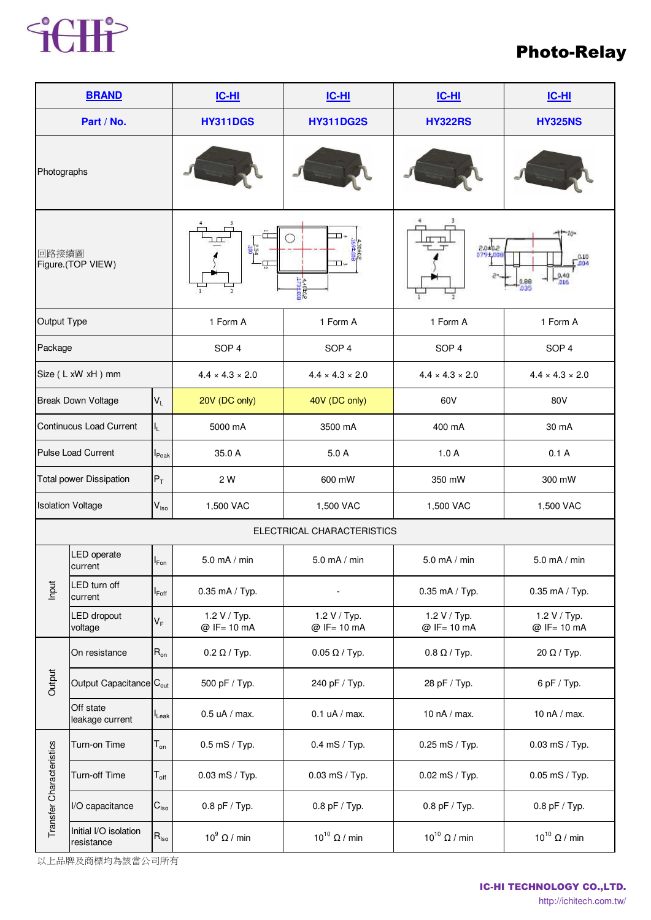# Photo-Relay

| BRAND | | | IC-HI | IC-HI | IC-HI | IC-HI |
|---|---|---|---|---|---|---|
| Part / No. | | | HY311DGS | HY311DG2S | HY322RS | HY325NS |
| Photographs | | | | | | |
| 回路接續圖 Figure.(TOP VIEW) | | | | | | |
| Output Type | | | 1 Form A | 1 Form A | 1 Form A | 1 Form A |
| Package | | | SOP 4 | SOP 4 | SOP 4 | SOP 4 |
| Size ( L xW xH ) mm | | | 4.4 × 4.3 × 2.0 | 4.4 × 4.3 × 2.0 | 4.4 × 4.3 × 2.0 | 4.4 × 4.3 × 2.0 |
| Break Down Voltage | | $V_L$ | 20V (DC only) | 40V (DC only) | 60V | 80V |
| Continuous Load Current | | $I_L$ | 5000 mA | 3500 mA | 400 mA | 30 mA |
| Pulse Load Current | | $I_{Peak}$ | 35.0 A | 5.0 A | 1.0 A | 0.1 A |
| Total power Dissipation | | $P_T$ | 2 W | 600 mW | 350 mW | 300 mW |
| Isolation Voltage | | $V_{Iso}$ | 1,500 VAC | 1,500 VAC | 1,500 VAC | 1,500 VAC |
| ELECTRICAL CHARACTERISTICS | | | | | | |
| Input | LED operate current | $I_{Fon}$ | 5.0 mA / min | 5.0 mA / min | 5.0 mA / min | 5.0 mA / min |
| | LED turn off current | $I_{Foff}$ | 0.35 mA / Typ. | - | 0.35 mA / Typ. | 0.35 mA / Typ. |
| | LED dropout voltage | $V_F$ | 1.2 V / Typ. @ IF= 10 mA | 1.2 V / Typ. @ IF= 10 mA | 1.2 V / Typ. @ IF= 10 mA | 1.2 V / Typ. @ IF= 10 mA |
| Output | On resistance | $R_{on}$ | 0.2 Ω / Typ. | 0.05 Ω / Typ. | 0.8 Ω / Typ. | 20 Ω / Typ. |
| | Output Capacitance | $C_{out}$ | 500 pF / Typ. | 240 pF / Typ. | 28 pF / Typ. | 6 pF / Typ. |
| | Off state leakage current | $I_{Leak}$ | 0.5 uA / max. | 0.1 uA / max. | 10 nA / max. | 10 nA / max. |
| Transfer Characteristics | Turn-on Time | $T_{on}$ | 0.5 mS / Typ. | 0.4 mS / Typ. | 0.25 mS / Typ. | 0.03 mS / Typ. |
| | Turn-off Time | $T_{off}$ | 0.03 mS / Typ. | 0.03 mS / Typ. | 0.02 mS / Typ. | 0.05 mS / Typ. |
| | I/O capacitance | $C_{Iso}$ | 0.8 pF / Typ. | 0.8 pF / Typ. | 0.8 pF / Typ. | 0.8 pF / Typ. |
| | Initial I/O isolation resistance | $R_{Iso}$ | $10^{9}$ Ω / min | $10^{10}$ Ω / min | $10^{10}$ Ω / min | $10^{10}$ Ω / min |

以上品牌及商標均為該當公司所有

**IC-HI TECHNOLOGY CO.,LTD.**
http://ichitech.com.tw/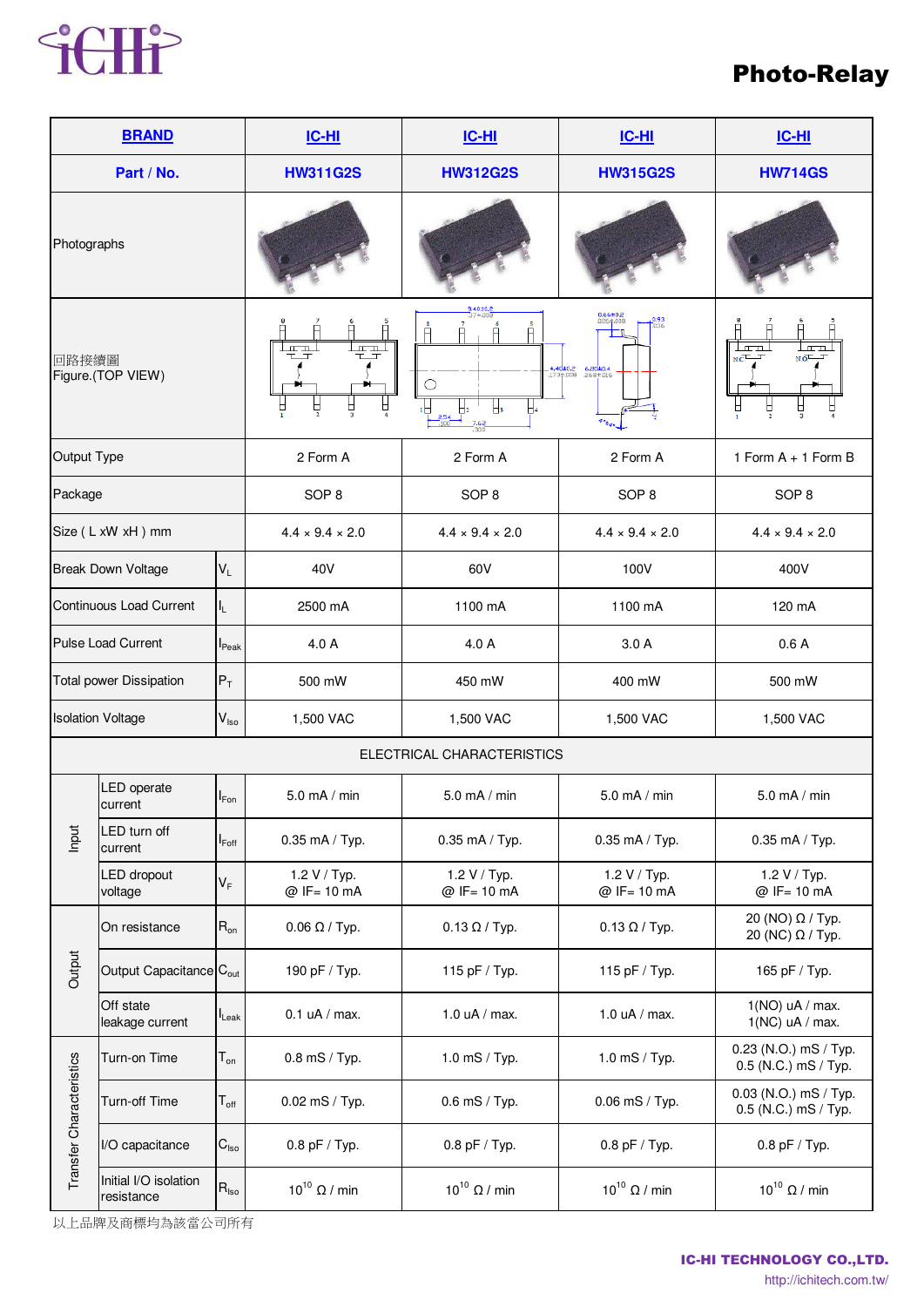# Photo-Relay

| BRAND | | | IC-HI | IC-HI | IC-HI | IC-HI |
|---|---|---|---|---|---|---|
| Part / No. | | | HW311G2S | HW312G2S | HW315G2S | HW714GS |
| Photographs | | | | | | |
| 回路接續圖 Figure.(TOP VIEW) | | | | | | |
| Output Type | | | 2 Form A | 2 Form A | 2 Form A | 1 Form A + 1 Form B |
| Package | | | SOP 8 | SOP 8 | SOP 8 | SOP 8 |
| Size ( L xW xH ) mm | | | 4.4 × 9.4 × 2.0 | 4.4 × 9.4 × 2.0 | 4.4 × 9.4 × 2.0 | 4.4 × 9.4 × 2.0 |
| Break Down Voltage | | $V_L$ | 40V | 60V | 100V | 400V |
| Continuous Load Current | | $I_L$ | 2500 mA | 1100 mA | 1100 mA | 120 mA |
| Pulse Load Current | | $I_{Peak}$ | 4.0 A | 4.0 A | 3.0 A | 0.6 A |
| Total power Dissipation | | $P_T$ | 500 mW | 450 mW | 400 mW | 500 mW |
| Isolation Voltage | | $V_{Iso}$ | 1,500 VAC | 1,500 VAC | 1,500 VAC | 1,500 VAC |
| ELECTRICAL CHARACTERISTICS | | | | | | |
| Input | LED operate current | $I_{Fon}$ | 5.0 mA / min | 5.0 mA / min | 5.0 mA / min | 5.0 mA / min |
| | LED turn off current | $I_{Foff}$ | 0.35 mA / Typ. | 0.35 mA / Typ. | 0.35 mA / Typ. | 0.35 mA / Typ. |
| | LED dropout voltage | $V_F$ | 1.2 V / Typ. @ IF= 10 mA | 1.2 V / Typ. @ IF= 10 mA | 1.2 V / Typ. @ IF= 10 mA | 1.2 V / Typ. @ IF= 10 mA |
| Output | On resistance | $R_{on}$ | 0.06 Ω / Typ. | 0.13 Ω / Typ. | 0.13 Ω / Typ. | 20 (NO) Ω / Typ. 20 (NC) Ω / Typ. |
| | Output Capacitance | $C_{out}$ | 190 pF / Typ. | 115 pF / Typ. | 115 pF / Typ. | 165 pF / Typ. |
| | Off state leakage current | $I_{Leak}$ | 0.1 uA / max. | 1.0 uA / max. | 1.0 uA / max. | 1(NO) uA / max. 1(NC) uA / max. |
| Transfer Characteristics | Turn-on Time | $T_{on}$ | 0.8 mS / Typ. | 1.0 mS / Typ. | 1.0 mS / Typ. | 0.23 (N.O.) mS / Typ. 0.5 (N.C.) mS / Typ. |
| | Turn-off Time | $T_{off}$ | 0.02 mS / Typ. | 0.6 mS / Typ. | 0.06 mS / Typ. | 0.03 (N.O.) mS / Typ. 0.5 (N.C.) mS / Typ. |
| | I/O capacitance | $C_{Iso}$ | 0.8 pF / Typ. | 0.8 pF / Typ. | 0.8 pF / Typ. | 0.8 pF / Typ. |
| | Initial I/O isolation resistance | $R_{Iso}$ | $10^{10}$ Ω / min | $10^{10}$ Ω / min | $10^{10}$ Ω / min | $10^{10}$ Ω / min |

以上品牌及商標均為該當公司所有

**IC-HI TECHNOLOGY CO.,LTD.**
http://ichitech.com.tw/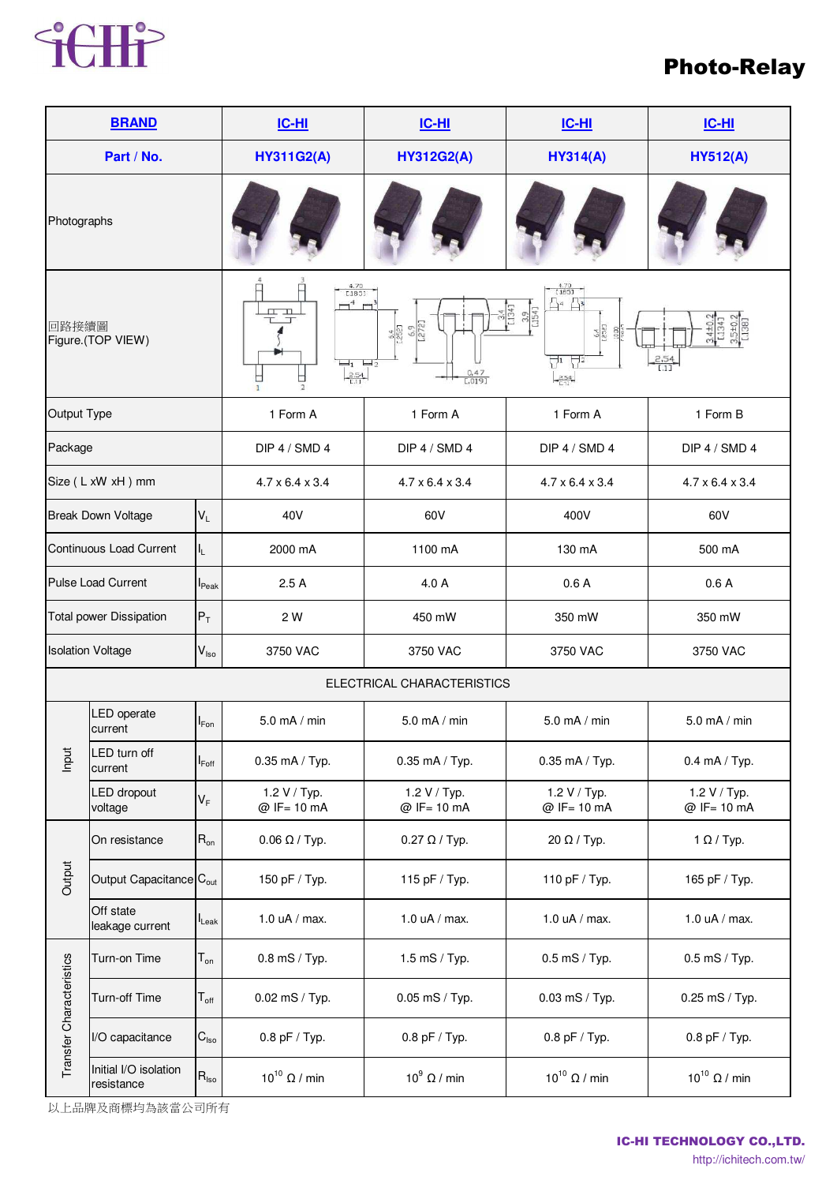# Photo-Relay

| BRAND | | | IC-HI | IC-HI | IC-HI | IC-HI |
|---|---|---|---|---|---|---|
| Part / No. | | | HY311G2(A) | HY312G2(A) | HY314(A) | HY512(A) |
| Photographs | | | | | | |
| 回路接續圖 Figure.(TOP VIEW) | | | | | | |
| Output Type | | | 1 Form A | 1 Form A | 1 Form A | 1 Form B |
| Package | | | DIP 4 / SMD 4 | DIP 4 / SMD 4 | DIP 4 / SMD 4 | DIP 4 / SMD 4 |
| Size ( L xW xH ) mm | | | 4.7 x 6.4 x 3.4 | 4.7 x 6.4 x 3.4 | 4.7 x 6.4 x 3.4 | 4.7 x 6.4 x 3.4 |
| Break Down Voltage | | $V_L$ | 40V | 60V | 400V | 60V |
| Continuous Load Current | | $I_L$ | 2000 mA | 1100 mA | 130 mA | 500 mA |
| Pulse Load Current | | $I_{Peak}$ | 2.5 A | 4.0 A | 0.6 A | 0.6 A |
| Total power Dissipation | | $P_T$ | 2 W | 450 mW | 350 mW | 350 mW |
| Isolation Voltage | | $V_{Iso}$ | 3750 VAC | 3750 VAC | 3750 VAC | 3750 VAC |
| ELECTRICAL CHARACTERISTICS | | | | | | |
| Input | LED operate current | $I_{Fon}$ | 5.0 mA / min | 5.0 mA / min | 5.0 mA / min | 5.0 mA / min |
| Input | LED turn off current | $I_{Foff}$ | 0.35 mA / Typ. | 0.35 mA / Typ. | 0.35 mA / Typ. | 0.4 mA / Typ. |
| Input | LED dropout voltage | $V_F$ | 1.2 V / Typ. @ IF= 10 mA | 1.2 V / Typ. @ IF= 10 mA | 1.2 V / Typ. @ IF= 10 mA | 1.2 V / Typ. @ IF= 10 mA |
| Output | On resistance | $R_{on}$ | 0.06 Ω / Typ. | 0.27 Ω / Typ. | 20 Ω / Typ. | 1 Ω / Typ. |
| Output | Output Capacitance | $C_{out}$ | 150 pF / Typ. | 115 pF / Typ. | 110 pF / Typ. | 165 pF / Typ. |
| Output | Off state leakage current | $I_{Leak}$ | 1.0 uA / max. | 1.0 uA / max. | 1.0 uA / max. | 1.0 uA / max. |
| Transfer Characteristics | Turn-on Time | $T_{on}$ | 0.8 mS / Typ. | 1.5 mS / Typ. | 0.5 mS / Typ. | 0.5 mS / Typ. |
| Transfer Characteristics | Turn-off Time | $T_{off}$ | 0.02 mS / Typ. | 0.05 mS / Typ. | 0.03 mS / Typ. | 0.25 mS / Typ. |
| Transfer Characteristics | I/O capacitance | $C_{Iso}$ | 0.8 pF / Typ. | 0.8 pF / Typ. | 0.8 pF / Typ. | 0.8 pF / Typ. |
| Transfer Characteristics | Initial I/O isolation resistance | $R_{Iso}$ | $10^{10}$ Ω / min | $10^{9}$ Ω / min | $10^{10}$ Ω / min | $10^{10}$ Ω / min |

以上品牌及商標均為該當公司所有

**IC-HI TECHNOLOGY CO.,LTD.**
http://ichitech.com.tw/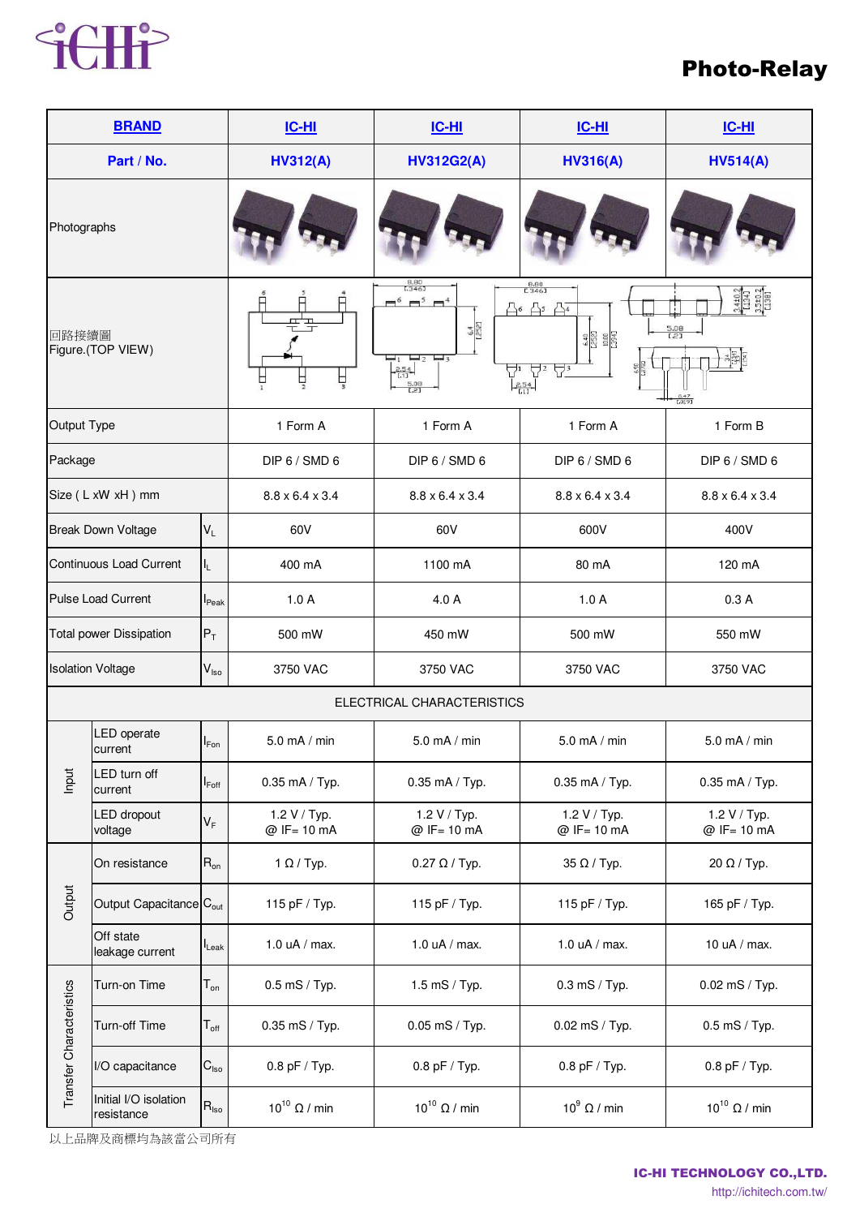# Photo-Relay

| BRAND | | | IC-HI | IC-HI | IC-HI | IC-HI |
|---|---|---|---|---|---|---|
| Part / No. | | | HV312(A) | HV312G2(A) | HV316(A) | HV514(A) |
| Photographs | | | | | | |
| 回路接續圖 Figure.(TOP VIEW) | | | | | | |
| Output Type | | | 1 Form A | 1 Form A | 1 Form A | 1 Form B |
| Package | | | DIP 6 / SMD 6 | DIP 6 / SMD 6 | DIP 6 / SMD 6 | DIP 6 / SMD 6 |
| Size ( L xW xH ) mm | | | 8.8 x 6.4 x 3.4 | 8.8 x 6.4 x 3.4 | 8.8 x 6.4 x 3.4 | 8.8 x 6.4 x 3.4 |
| Break Down Voltage | | $V_L$ | 60V | 60V | 600V | 400V |
| Continuous Load Current | | $I_L$ | 400 mA | 1100 mA | 80 mA | 120 mA |
| Pulse Load Current | | $I_{Peak}$ | 1.0 A | 4.0 A | 1.0 A | 0.3 A |
| Total power Dissipation | | $P_T$ | 500 mW | 450 mW | 500 mW | 550 mW |
| Isolation Voltage | | $V_{Iso}$ | 3750 VAC | 3750 VAC | 3750 VAC | 3750 VAC |
| ELECTRICAL CHARACTERISTICS | | | | | | |
| Input | LED operate current | $I_{Fon}$ | 5.0 mA / min | 5.0 mA / min | 5.0 mA / min | 5.0 mA / min |
| Input | LED turn off current | $I_{Foff}$ | 0.35 mA / Typ. | 0.35 mA / Typ. | 0.35 mA / Typ. | 0.35 mA / Typ. |
| Input | LED dropout voltage | $V_F$ | 1.2 V / Typ. @ IF= 10 mA | 1.2 V / Typ. @ IF= 10 mA | 1.2 V / Typ. @ IF= 10 mA | 1.2 V / Typ. @ IF= 10 mA |
| Output | On resistance | $R_{on}$ | 1 Ω / Typ. | 0.27 Ω / Typ. | 35 Ω / Typ. | 20 Ω / Typ. |
| Output | Output Capacitance | $C_{out}$ | 115 pF / Typ. | 115 pF / Typ. | 115 pF / Typ. | 165 pF / Typ. |
| Output | Off state leakage current | $I_{Leak}$ | 1.0 uA / max. | 1.0 uA / max. | 1.0 uA / max. | 10 uA / max. |
| Transfer Characteristics | Turn-on Time | $T_{on}$ | 0.5 mS / Typ. | 1.5 mS / Typ. | 0.3 mS / Typ. | 0.02 mS / Typ. |
| Transfer Characteristics | Turn-off Time | $T_{off}$ | 0.35 mS / Typ. | 0.05 mS / Typ. | 0.02 mS / Typ. | 0.5 mS / Typ. |
| Transfer Characteristics | I/O capacitance | $C_{Iso}$ | 0.8 pF / Typ. | 0.8 pF / Typ. | 0.8 pF / Typ. | 0.8 pF / Typ. |
| Transfer Characteristics | Initial I/O isolation resistance | $R_{Iso}$ | $10^{10}$ Ω / min | $10^{10}$ Ω / min | $10^{9}$ Ω / min | $10^{10}$ Ω / min |

以上品牌及商標均為該當公司所有

**IC-HI TECHNOLOGY CO.,LTD.**
http://ichitech.com.tw/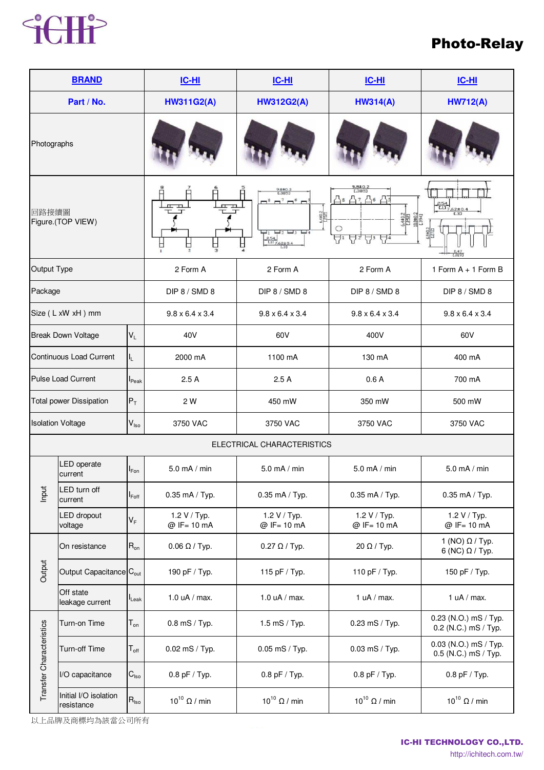# Photo-Relay

| BRAND | | IC-HI | IC-HI | IC-HI | IC-HI |
|---|---|---|---|---|---|
| Part / No. | | HW311G2(A) | HW312G2(A) | HW314(A) | HW712(A) |
| Photographs | | | | | |
| 回路接續圖 Figure.(TOP VIEW) | | | | | |
| Output Type | | 2 Form A | 2 Form A | 2 Form A | 1 Form A + 1 Form B |
| Package | | DIP 8 / SMD 8 | DIP 8 / SMD 8 | DIP 8 / SMD 8 | DIP 8 / SMD 8 |
| Size ( L xW xH ) mm | | 9.8 x 6.4 x 3.4 | 9.8 x 6.4 x 3.4 | 9.8 x 6.4 x 3.4 | 9.8 x 6.4 x 3.4 |
| Break Down Voltage | $V_L$ | 40V | 60V | 400V | 60V |
| Continuous Load Current | $I_L$ | 2000 mA | 1100 mA | 130 mA | 400 mA |
| Pulse Load Current | $I_{Peak}$ | 2.5 A | 2.5 A | 0.6 A | 700 mA |
| Total power Dissipation | $P_T$ | 2 W | 450 mW | 350 mW | 500 mW |
| Isolation Voltage | $V_{Iso}$ | 3750 VAC | 3750 VAC | 3750 VAC | 3750 VAC |
| ELECTRICAL CHARACTERISTICS | | | | | |
| Input: LED operate current | $I_{Fon}$ | 5.0 mA / min | 5.0 mA / min | 5.0 mA / min | 5.0 mA / min |
| Input: LED turn off current | $I_{Foff}$ | 0.35 mA / Typ. | 0.35 mA / Typ. | 0.35 mA / Typ. | 0.35 mA / Typ. |
| Input: LED dropout voltage | $V_F$ | 1.2 V / Typ. @ IF= 10 mA | 1.2 V / Typ. @ IF= 10 mA | 1.2 V / Typ. @ IF= 10 mA | 1.2 V / Typ. @ IF= 10 mA |
| Output: On resistance | $R_{on}$ | 0.06 Ω / Typ. | 0.27 Ω / Typ. | 20 Ω / Typ. | 1 (NO) Ω / Typ. 6 (NC) Ω / Typ. |
| Output: Output Capacitance | $C_{out}$ | 190 pF / Typ. | 115 pF / Typ. | 110 pF / Typ. | 150 pF / Typ. |
| Output: Off state leakage current | $I_{Leak}$ | 1.0 uA / max. | 1.0 uA / max. | 1 uA / max. | 1 uA / max. |
| Transfer Characteristics: Turn-on Time | $T_{on}$ | 0.8 mS / Typ. | 1.5 mS / Typ. | 0.23 mS / Typ. | 0.23 (N.O.) mS / Typ. 0.2 (N.C.) mS / Typ. |
| Transfer Characteristics: Turn-off Time | $T_{off}$ | 0.02 mS / Typ. | 0.05 mS / Typ. | 0.03 mS / Typ. | 0.03 (N.O.) mS / Typ. 0.5 (N.C.) mS / Typ. |
| Transfer Characteristics: I/O capacitance | $C_{Iso}$ | 0.8 pF / Typ. | 0.8 pF / Typ. | 0.8 pF / Typ. | 0.8 pF / Typ. |
| Transfer Characteristics: Initial I/O isolation resistance | $R_{Iso}$ | $10^{10}$ Ω / min | $10^{10}$ Ω / min | $10^{10}$ Ω / min | $10^{10}$ Ω / min |

以上品牌及商標均為該當公司所有

IC-HI TECHNOLOGY CO.,LTD.
http://ichitech.com.tw/